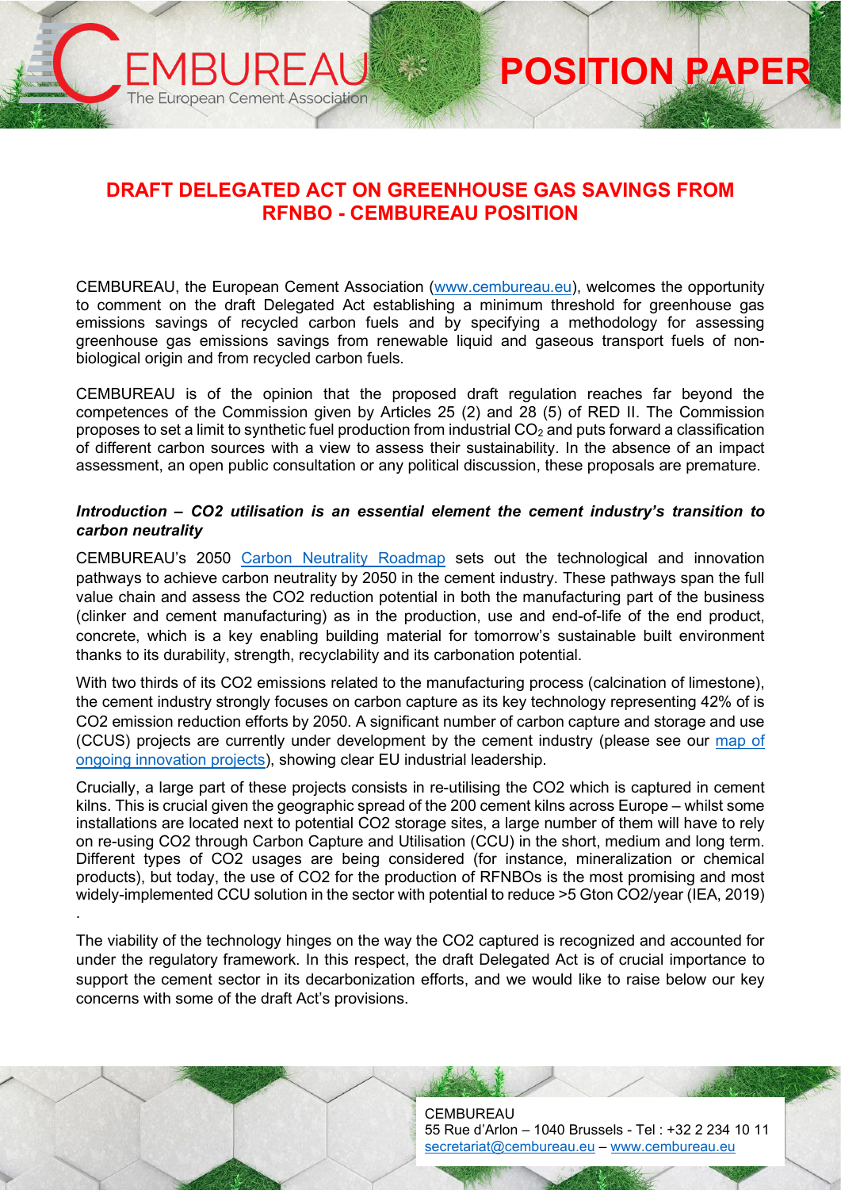# DRAFT DELEGATED ACT ON GREENHOUSE GAS SAVINGS FROM RFNBO - CEMBUREAU POSITION

CEMBUREAU, the European Cement Association (www.cembureau.eu), welcomes the opportunity to comment on the draft Delegated Act establishing a minimum threshold for greenhouse gas emissions savings of recycled carbon fuels and by specifying a methodology for assessing greenhouse gas emissions savings from renewable liquid and gaseous transport fuels of non-biological origin and from recycled carbon fuels.

CEMBUREAU is of the opinion that the proposed draft regulation reaches far beyond the competences of the Commission given by Articles 25 (2) and 28 (5) of RED II. The Commission proposes to set a limit to synthetic fuel production from industrial $CO_2$ and puts forward a classification of different carbon sources with a view to assess their sustainability. In the absence of an impact assessment, an open public consultation or any political discussion, these proposals are premature.

***Introduction – CO2 utilisation is an essential element the cement industry's transition to carbon neutrality***

CEMBUREAU's 2050 Carbon Neutrality Roadmap sets out the technological and innovation pathways to achieve carbon neutrality by 2050 in the cement industry. These pathways span the full value chain and assess the CO2 reduction potential in both the manufacturing part of the business (clinker and cement manufacturing) as in the production, use and end-of-life of the end product, concrete, which is a key enabling building material for tomorrow's sustainable built environment thanks to its durability, strength, recyclability and its carbonation potential.

With two thirds of its CO2 emissions related to the manufacturing process (calcination of limestone), the cement industry strongly focuses on carbon capture as its key technology representing 42% of is CO2 emission reduction efforts by 2050. A significant number of carbon capture and storage and use (CCUS) projects are currently under development by the cement industry (please see our map of ongoing innovation projects), showing clear EU industrial leadership.

Crucially, a large part of these projects consists in re-utilising the CO2 which is captured in cement kilns. This is crucial given the geographic spread of the 200 cement kilns across Europe – whilst some installations are located next to potential CO2 storage sites, a large number of them will have to rely on re-using CO2 through Carbon Capture and Utilisation (CCU) in the short, medium and long term. Different types of CO2 usages are being considered (for instance, mineralization or chemical products), but today, the use of CO2 for the production of RFNBOs is the most promising and most widely-implemented CCU solution in the sector with potential to reduce >5 Gton CO2/year (IEA, 2019) .

The viability of the technology hinges on the way the CO2 captured is recognized and accounted for under the regulatory framework. In this respect, the draft Delegated Act is of crucial importance to support the cement sector in its decarbonization efforts, and we would like to raise below our key concerns with some of the draft Act's provisions.

CEMBUREAU
55 Rue d'Arlon – 1040 Brussels - Tel : +32 2 234 10 11
secretariat@cembureau.eu – www.cembureau.eu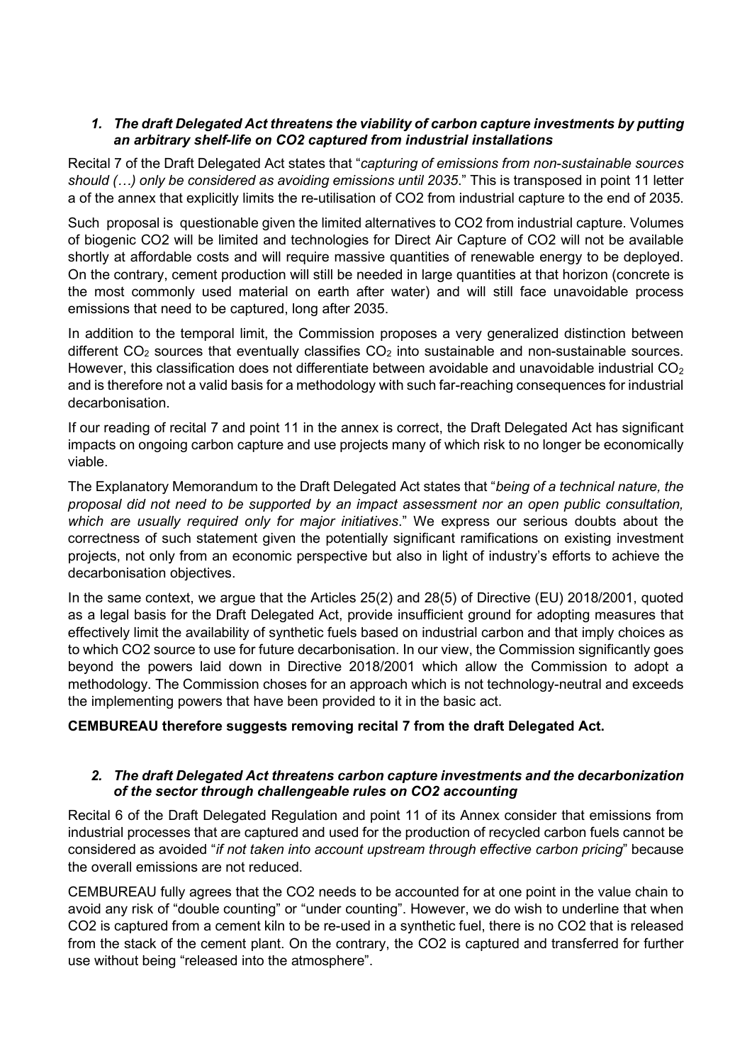### *1. The draft Delegated Act threatens the viability of carbon capture investments by putting an arbitrary shelf-life on CO2 captured from industrial installations*

Recital 7 of the Draft Delegated Act states that "*capturing of emissions from non-sustainable sources should (…) only be considered as avoiding emissions until 2035*." This is transposed in point 11 letter a of the annex that explicitly limits the re-utilisation of CO2 from industrial capture to the end of 2035.

Such proposal is questionable given the limited alternatives to CO2 from industrial capture. Volumes of biogenic CO2 will be limited and technologies for Direct Air Capture of CO2 will not be available shortly at affordable costs and will require massive quantities of renewable energy to be deployed. On the contrary, cement production will still be needed in large quantities at that horizon (concrete is the most commonly used material on earth after water) and will still face unavoidable process emissions that need to be captured, long after 2035.

In addition to the temporal limit, the Commission proposes a very generalized distinction between different $CO_2$ sources that eventually classifies $CO_2$ into sustainable and non-sustainable sources. However, this classification does not differentiate between avoidable and unavoidable industrial $CO_2$ and is therefore not a valid basis for a methodology with such far-reaching consequences for industrial decarbonisation.

If our reading of recital 7 and point 11 in the annex is correct, the Draft Delegated Act has significant impacts on ongoing carbon capture and use projects many of which risk to no longer be economically viable.

The Explanatory Memorandum to the Draft Delegated Act states that "*being of a technical nature, the proposal did not need to be supported by an impact assessment nor an open public consultation, which are usually required only for major initiatives*." We express our serious doubts about the correctness of such statement given the potentially significant ramifications on existing investment projects, not only from an economic perspective but also in light of industry's efforts to achieve the decarbonisation objectives.

In the same context, we argue that the Articles 25(2) and 28(5) of Directive (EU) 2018/2001, quoted as a legal basis for the Draft Delegated Act, provide insufficient ground for adopting measures that effectively limit the availability of synthetic fuels based on industrial carbon and that imply choices as to which CO2 source to use for future decarbonisation. In our view, the Commission significantly goes beyond the powers laid down in Directive 2018/2001 which allow the Commission to adopt a methodology. The Commission choses for an approach which is not technology-neutral and exceeds the implementing powers that have been provided to it in the basic act.

**CEMBUREAU therefore suggests removing recital 7 from the draft Delegated Act.**

### *2. The draft Delegated Act threatens carbon capture investments and the decarbonization of the sector through challengeable rules on CO2 accounting*

Recital 6 of the Draft Delegated Regulation and point 11 of its Annex consider that emissions from industrial processes that are captured and used for the production of recycled carbon fuels cannot be considered as avoided "*if not taken into account upstream through effective carbon pricing*" because the overall emissions are not reduced.

CEMBUREAU fully agrees that the CO2 needs to be accounted for at one point in the value chain to avoid any risk of "double counting" or "under counting". However, we do wish to underline that when CO2 is captured from a cement kiln to be re-used in a synthetic fuel, there is no CO2 that is released from the stack of the cement plant. On the contrary, the CO2 is captured and transferred for further use without being "released into the atmosphere".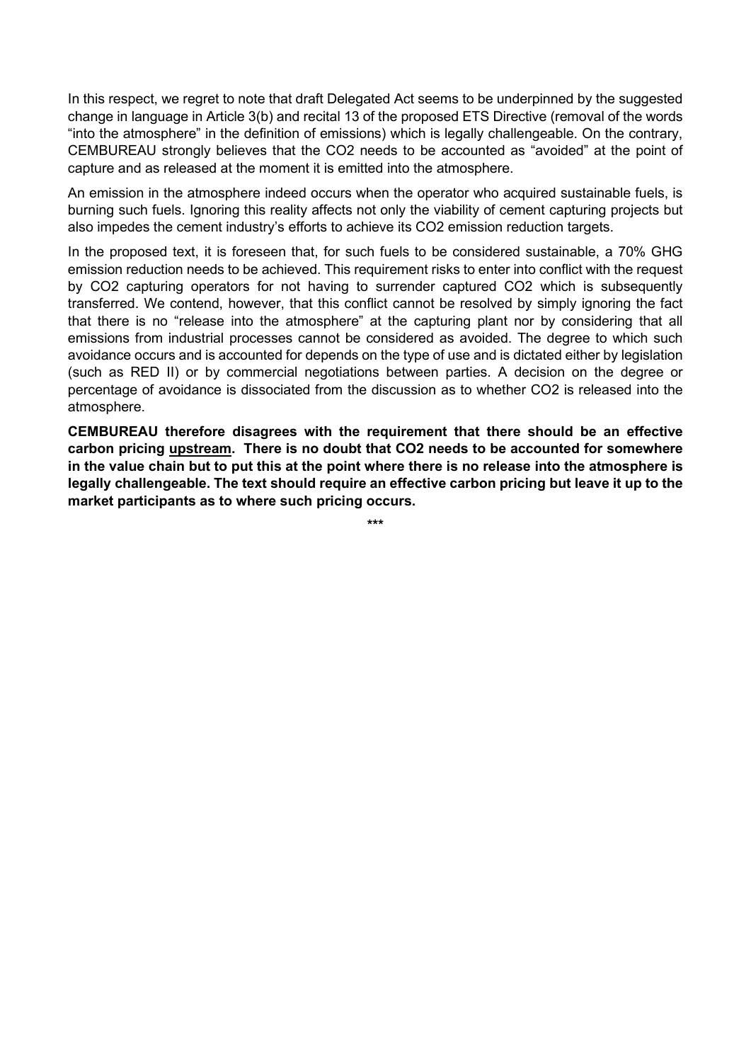In this respect, we regret to note that draft Delegated Act seems to be underpinned by the suggested change in language in Article 3(b) and recital 13 of the proposed ETS Directive (removal of the words "into the atmosphere" in the definition of emissions) which is legally challengeable. On the contrary, CEMBUREAU strongly believes that the $CO_2$ needs to be accounted as "avoided" at the point of capture and as released at the moment it is emitted into the atmosphere.

An emission in the atmosphere indeed occurs when the operator who acquired sustainable fuels, is burning such fuels. Ignoring this reality affects not only the viability of cement capturing projects but also impedes the cement industry's efforts to achieve its $CO_2$ emission reduction targets.

In the proposed text, it is foreseen that, for such fuels to be considered sustainable, a 70% GHG emission reduction needs to be achieved. This requirement risks to enter into conflict with the request by $CO_2$ capturing operators for not having to surrender captured $CO_2$ which is subsequently transferred. We contend, however, that this conflict cannot be resolved by simply ignoring the fact that there is no "release into the atmosphere" at the capturing plant nor by considering that all emissions from industrial processes cannot be considered as avoided. The degree to which such avoidance occurs and is accounted for depends on the type of use and is dictated either by legislation (such as RED II) or by commercial negotiations between parties. A decision on the degree or percentage of avoidance is dissociated from the discussion as to whether $CO_2$ is released into the atmosphere.

**CEMBUREAU therefore disagrees with the requirement that there should be an effective carbon pricing <u>upstream</u>. There is no doubt that $CO_2$ needs to be accounted for somewhere in the value chain but to put this at the point where there is no release into the atmosphere is legally challengeable. The text should require an effective carbon pricing but leave it up to the market participants as to where such pricing occurs.**

***